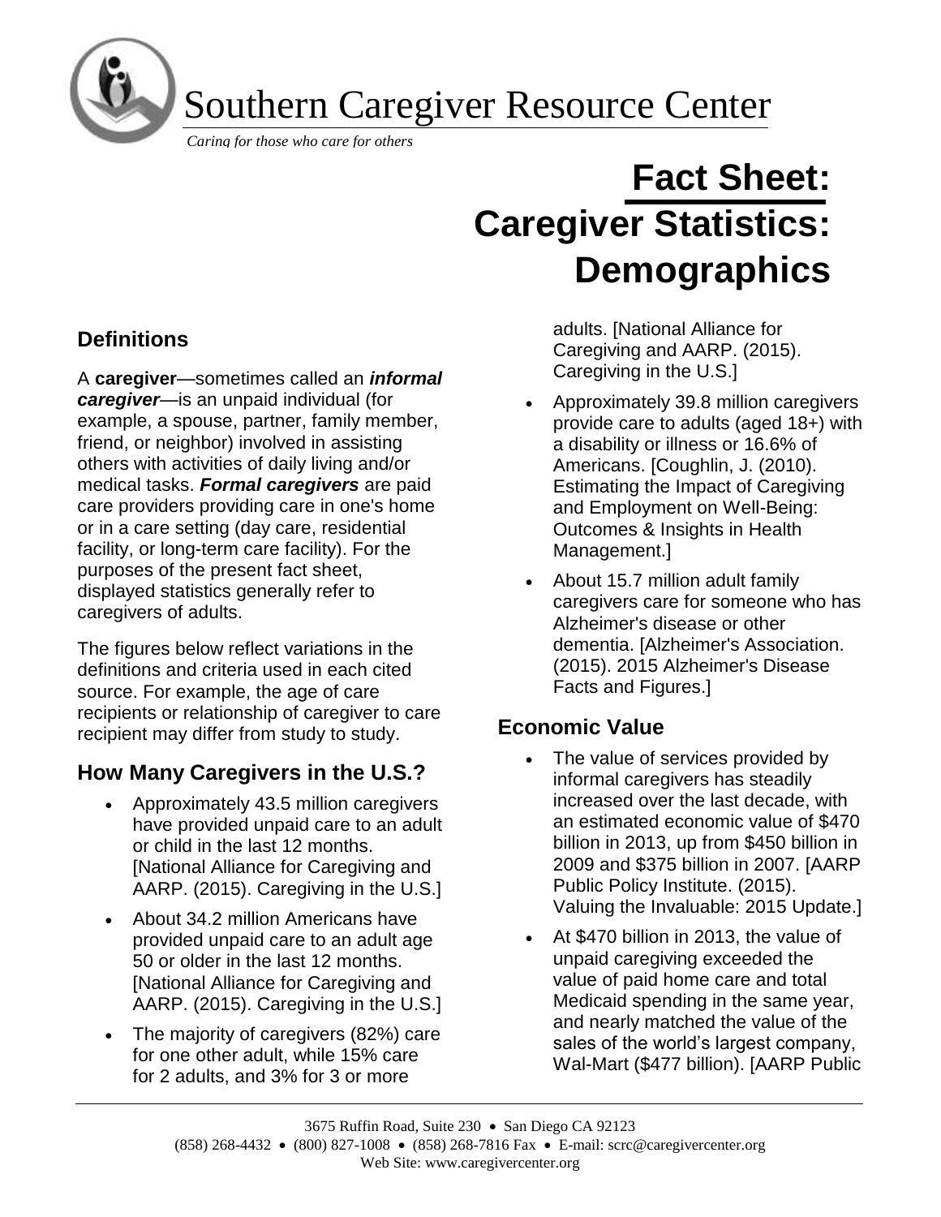# Southern Caregiver Resource Center

*Caring for those who care for others*

# Fact Sheet: Caregiver Statistics: Demographics

## Definitions

A **caregiver**—sometimes called an ***informal caregiver***—is an unpaid individual (for example, a spouse, partner, family member, friend, or neighbor) involved in assisting others with activities of daily living and/or medical tasks. ***Formal caregivers*** are paid care providers providing care in one's home or in a care setting (day care, residential facility, or long-term care facility). For the purposes of the present fact sheet, displayed statistics generally refer to caregivers of adults.

The figures below reflect variations in the definitions and criteria used in each cited source. For example, the age of care recipients or relationship of caregiver to care recipient may differ from study to study.

## How Many Caregivers in the U.S.?

- Approximately 43.5 million caregivers have provided unpaid care to an adult or child in the last 12 months. [National Alliance for Caregiving and AARP. (2015). Caregiving in the U.S.]
- About 34.2 million Americans have provided unpaid care to an adult age 50 or older in the last 12 months. [National Alliance for Caregiving and AARP. (2015). Caregiving in the U.S.]
- The majority of caregivers (82%) care for one other adult, while 15% care for 2 adults, and 3% for 3 or more adults. [National Alliance for Caregiving and AARP. (2015). Caregiving in the U.S.]
- Approximately 39.8 million caregivers provide care to adults (aged 18+) with a disability or illness or 16.6% of Americans. [Coughlin, J. (2010). Estimating the Impact of Caregiving and Employment on Well-Being: Outcomes & Insights in Health Management.]
- About 15.7 million adult family caregivers care for someone who has Alzheimer's disease or other dementia. [Alzheimer's Association. (2015). 2015 Alzheimer's Disease Facts and Figures.]

## Economic Value

- The value of services provided by informal caregivers has steadily increased over the last decade, with an estimated economic value of $470 billion in 2013, up from $450 billion in 2009 and $375 billion in 2007. [AARP Public Policy Institute. (2015). Valuing the Invaluable: 2015 Update.]
- At $470 billion in 2013, the value of unpaid caregiving exceeded the value of paid home care and total Medicaid spending in the same year, and nearly matched the value of the sales of the world's largest company, Wal-Mart ($477 billion). [AARP Public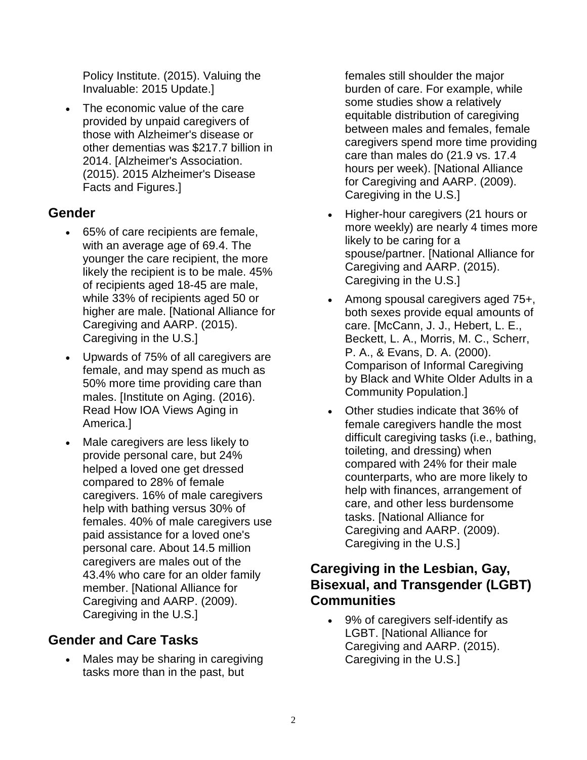Policy Institute. (2015). Valuing the Invaluable: 2015 Update.]

- The economic value of the care provided by unpaid caregivers of those with Alzheimer's disease or other dementias was $217.7 billion in 2014. [Alzheimer's Association. (2015). 2015 Alzheimer's Disease Facts and Figures.]

## Gender

- 65% of care recipients are female, with an average age of 69.4. The younger the care recipient, the more likely the recipient is to be male. 45% of recipients aged 18-45 are male, while 33% of recipients aged 50 or higher are male. [National Alliance for Caregiving and AARP. (2015). Caregiving in the U.S.]
- Upwards of 75% of all caregivers are female, and may spend as much as 50% more time providing care than males. [Institute on Aging. (2016). Read How IOA Views Aging in America.]
- Male caregivers are less likely to provide personal care, but 24% helped a loved one get dressed compared to 28% of female caregivers. 16% of male caregivers help with bathing versus 30% of females. 40% of male caregivers use paid assistance for a loved one's personal care. About 14.5 million caregivers are males out of the 43.4% who care for an older family member. [National Alliance for Caregiving and AARP. (2009). Caregiving in the U.S.]

## Gender and Care Tasks

- Males may be sharing in caregiving tasks more than in the past, but females still shoulder the major burden of care. For example, while some studies show a relatively equitable distribution of caregiving between males and females, female caregivers spend more time providing care than males do (21.9 vs. 17.4 hours per week). [National Alliance for Caregiving and AARP. (2009). Caregiving in the U.S.]
- Higher-hour caregivers (21 hours or more weekly) are nearly 4 times more likely to be caring for a spouse/partner. [National Alliance for Caregiving and AARP. (2015). Caregiving in the U.S.]
- Among spousal caregivers aged 75+, both sexes provide equal amounts of care. [McCann, J. J., Hebert, L. E., Beckett, L. A., Morris, M. C., Scherr, P. A., & Evans, D. A. (2000). Comparison of Informal Caregiving by Black and White Older Adults in a Community Population.]
- Other studies indicate that 36% of female caregivers handle the most difficult caregiving tasks (i.e., bathing, toileting, and dressing) when compared with 24% for their male counterparts, who are more likely to help with finances, arrangement of care, and other less burdensome tasks. [National Alliance for Caregiving and AARP. (2009). Caregiving in the U.S.]

## Caregiving in the Lesbian, Gay, Bisexual, and Transgender (LGBT) Communities

- 9% of caregivers self-identify as LGBT. [National Alliance for Caregiving and AARP. (2015). Caregiving in the U.S.]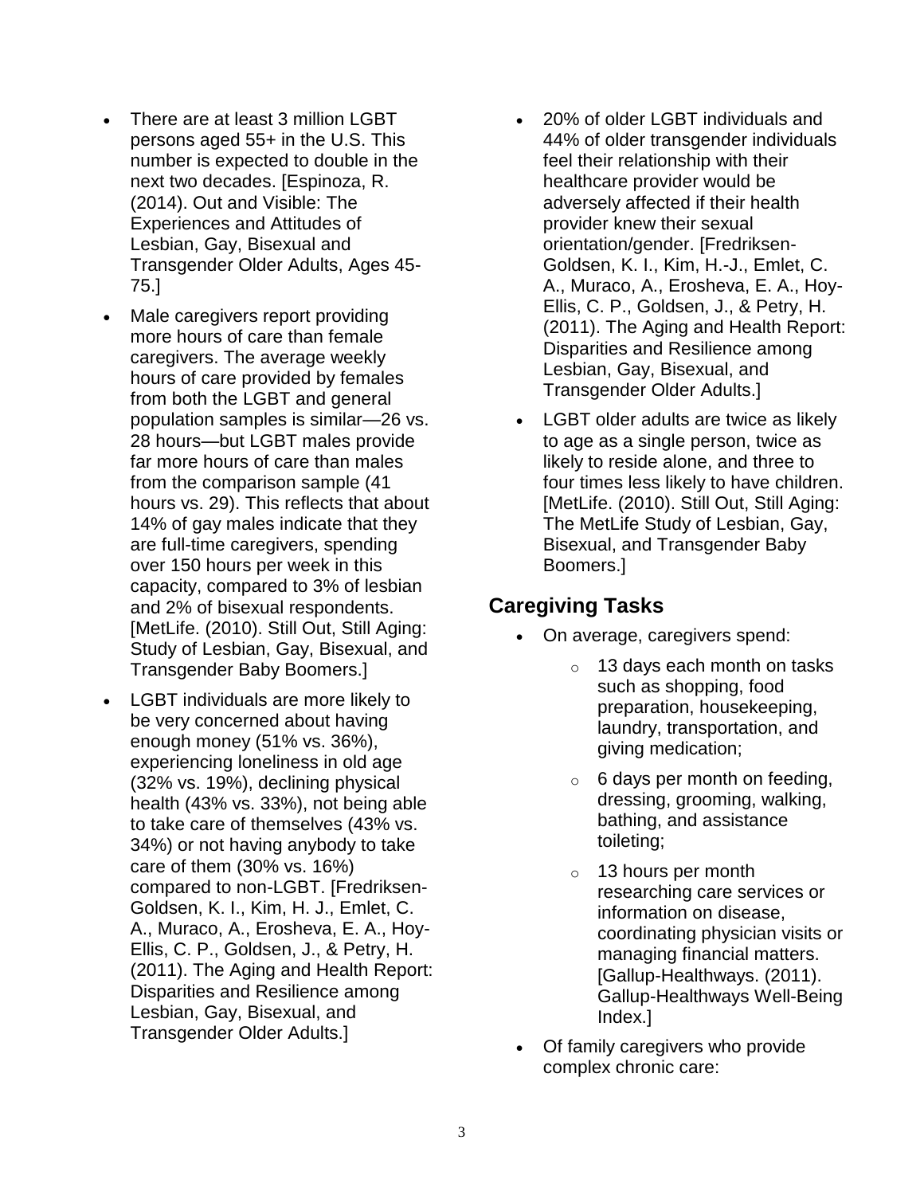- There are at least 3 million LGBT persons aged 55+ in the U.S. This number is expected to double in the next two decades. [Espinoza, R. (2014). Out and Visible: The Experiences and Attitudes of Lesbian, Gay, Bisexual and Transgender Older Adults, Ages 45-75.]
- Male caregivers report providing more hours of care than female caregivers. The average weekly hours of care provided by females from both the LGBT and general population samples is similar—26 vs. 28 hours—but LGBT males provide far more hours of care than males from the comparison sample (41 hours vs. 29). This reflects that about 14% of gay males indicate that they are full-time caregivers, spending over 150 hours per week in this capacity, compared to 3% of lesbian and 2% of bisexual respondents. [MetLife. (2010). Still Out, Still Aging: Study of Lesbian, Gay, Bisexual, and Transgender Baby Boomers.]
- LGBT individuals are more likely to be very concerned about having enough money (51% vs. 36%), experiencing loneliness in old age (32% vs. 19%), declining physical health (43% vs. 33%), not being able to take care of themselves (43% vs. 34%) or not having anybody to take care of them (30% vs. 16%) compared to non-LGBT. [Fredriksen-Goldsen, K. I., Kim, H. J., Emlet, C. A., Muraco, A., Erosheva, E. A., Hoy-Ellis, C. P., Goldsen, J., & Petry, H. (2011). The Aging and Health Report: Disparities and Resilience among Lesbian, Gay, Bisexual, and Transgender Older Adults.]
- 20% of older LGBT individuals and 44% of older transgender individuals feel their relationship with their healthcare provider would be adversely affected if their health provider knew their sexual orientation/gender. [Fredriksen-Goldsen, K. I., Kim, H.-J., Emlet, C. A., Muraco, A., Erosheva, E. A., Hoy-Ellis, C. P., Goldsen, J., & Petry, H. (2011). The Aging and Health Report: Disparities and Resilience among Lesbian, Gay, Bisexual, and Transgender Older Adults.]
- LGBT older adults are twice as likely to age as a single person, twice as likely to reside alone, and three to four times less likely to have children. [MetLife. (2010). Still Out, Still Aging: The MetLife Study of Lesbian, Gay, Bisexual, and Transgender Baby Boomers.]

## Caregiving Tasks

- On average, caregivers spend:
  - 13 days each month on tasks such as shopping, food preparation, housekeeping, laundry, transportation, and giving medication;
  - 6 days per month on feeding, dressing, grooming, walking, bathing, and assistance toileting;
  - 13 hours per month researching care services or information on disease, coordinating physician visits or managing financial matters. [Gallup-Healthways. (2011). Gallup-Healthways Well-Being Index.]
- Of family caregivers who provide complex chronic care: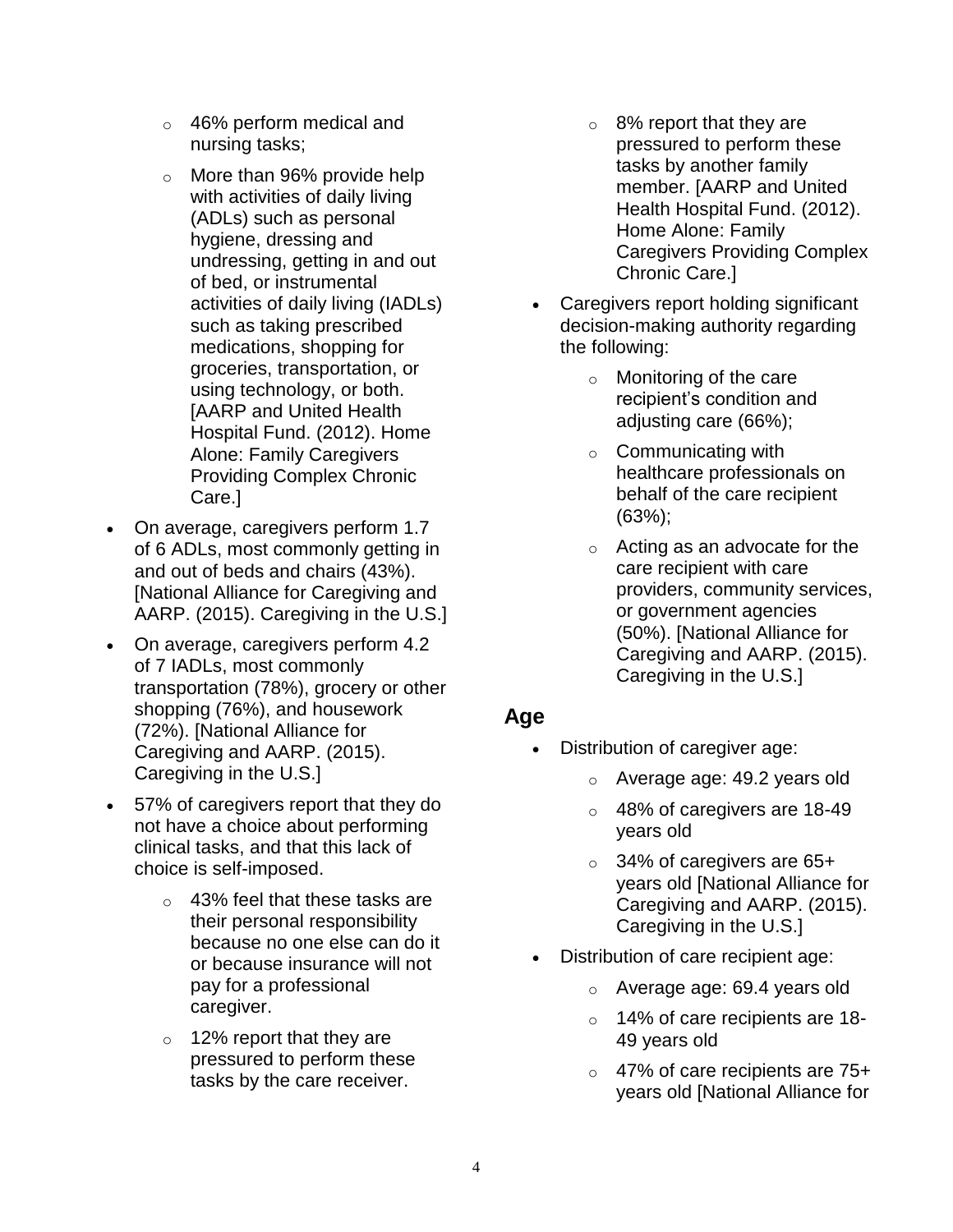- 46% perform medical and nursing tasks;
    - More than 96% provide help with activities of daily living (ADLs) such as personal hygiene, dressing and undressing, getting in and out of bed, or instrumental activities of daily living (IADLs) such as taking prescribed medications, shopping for groceries, transportation, or using technology, or both. [AARP and United Health Hospital Fund. (2012). Home Alone: Family Caregivers Providing Complex Chronic Care.]
- On average, caregivers perform 1.7 of 6 ADLs, most commonly getting in and out of beds and chairs (43%). [National Alliance for Caregiving and AARP. (2015). Caregiving in the U.S.]
- On average, caregivers perform 4.2 of 7 IADLs, most commonly transportation (78%), grocery or other shopping (76%), and housework (72%). [National Alliance for Caregiving and AARP. (2015). Caregiving in the U.S.]
- 57% of caregivers report that they do not have a choice about performing clinical tasks, and that this lack of choice is self-imposed.
    - 43% feel that these tasks are their personal responsibility because no one else can do it or because insurance will not pay for a professional caregiver.
    - 12% report that they are pressured to perform these tasks by the care receiver.
    - 8% report that they are pressured to perform these tasks by another family member. [AARP and United Health Hospital Fund. (2012). Home Alone: Family Caregivers Providing Complex Chronic Care.]
- Caregivers report holding significant decision-making authority regarding the following:
    - Monitoring of the care recipient's condition and adjusting care (66%);
    - Communicating with healthcare professionals on behalf of the care recipient (63%);
    - Acting as an advocate for the care recipient with care providers, community services, or government agencies (50%). [National Alliance for Caregiving and AARP. (2015). Caregiving in the U.S.]

## Age

- Distribution of caregiver age:
    - Average age: 49.2 years old
    - 48% of caregivers are 18-49 years old
    - 34% of caregivers are 65+ years old [National Alliance for Caregiving and AARP. (2015). Caregiving in the U.S.]
- Distribution of care recipient age:
    - Average age: 69.4 years old
    - 14% of care recipients are 18-49 years old
    - 47% of care recipients are 75+ years old [National Alliance for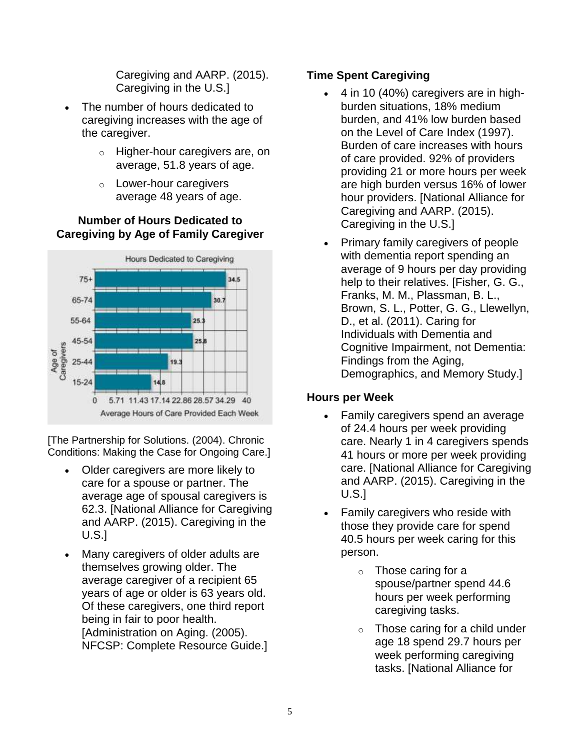Caregiving and AARP. (2015). Caregiving in the U.S.]

- The number of hours dedicated to caregiving increases with the age of the caregiver.
  - Higher-hour caregivers are, on average, 51.8 years of age.
  - Lower-hour caregivers average 48 years of age.

**Number of Hours Dedicated to Caregiving by Age of Family Caregiver**

Hours Dedicated to Caregiving

| Age of Caregivers | Average Hours of Care Provided Each Week |
|---|---|
| 75+ | 34.5 |
| 65-74 | 30.7 |
| 55-64 | 25.3 |
| 45-54 | 25.8 |
| 25-44 | 19.3 |
| 15-24 | 14.8 |

[The Partnership for Solutions. (2004). Chronic Conditions: Making the Case for Ongoing Care.]

- Older caregivers are more likely to care for a spouse or partner. The average age of spousal caregivers is 62.3. [National Alliance for Caregiving and AARP. (2015). Caregiving in the U.S.]
- Many caregivers of older adults are themselves growing older. The average caregiver of a recipient 65 years of age or older is 63 years old. Of these caregivers, one third report being in fair to poor health. [Administration on Aging. (2005). NFCSP: Complete Resource Guide.]

**Time Spent Caregiving**

- 4 in 10 (40%) caregivers are in high-burden situations, 18% medium burden, and 41% low burden based on the Level of Care Index (1997). Burden of care increases with hours of care provided. 92% of providers providing 21 or more hours per week are high burden versus 16% of lower hour providers. [National Alliance for Caregiving and AARP. (2015). Caregiving in the U.S.]
- Primary family caregivers of people with dementia report spending an average of 9 hours per day providing help to their relatives. [Fisher, G. G., Franks, M. M., Plassman, B. L., Brown, S. L., Potter, G. G., Llewellyn, D., et al. (2011). Caring for Individuals with Dementia and Cognitive Impairment, not Dementia: Findings from the Aging, Demographics, and Memory Study.]

**Hours per Week**

- Family caregivers spend an average of 24.4 hours per week providing care. Nearly 1 in 4 caregivers spends 41 hours or more per week providing care. [National Alliance for Caregiving and AARP. (2015). Caregiving in the U.S.]
- Family caregivers who reside with those they provide care for spend 40.5 hours per week caring for this person.
  - Those caring for a spouse/partner spend 44.6 hours per week performing caregiving tasks.
  - Those caring for a child under age 18 spend 29.7 hours per week performing caregiving tasks. [National Alliance for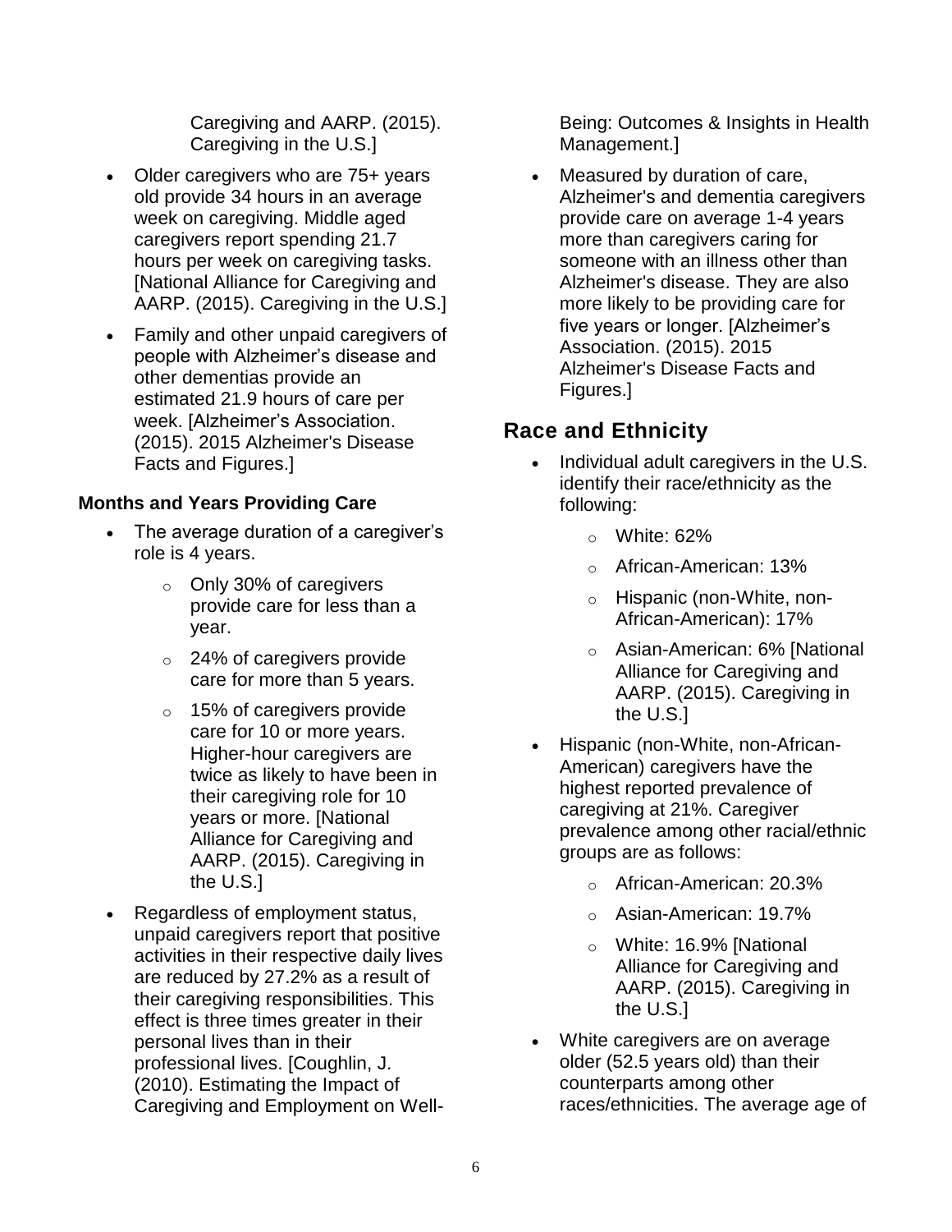Caregiving and AARP. (2015). Caregiving in the U.S.]

- Older caregivers who are 75+ years old provide 34 hours in an average week on caregiving. Middle aged caregivers report spending 21.7 hours per week on caregiving tasks. [National Alliance for Caregiving and AARP. (2015). Caregiving in the U.S.]
- Family and other unpaid caregivers of people with Alzheimer's disease and other dementias provide an estimated 21.9 hours of care per week. [Alzheimer's Association. (2015). 2015 Alzheimer's Disease Facts and Figures.]

### Months and Years Providing Care

- The average duration of a caregiver's role is 4 years.
    - Only 30% of caregivers provide care for less than a year.
    - 24% of caregivers provide care for more than 5 years.
    - 15% of caregivers provide care for 10 or more years. Higher-hour caregivers are twice as likely to have been in their caregiving role for 10 years or more. [National Alliance for Caregiving and AARP. (2015). Caregiving in the U.S.]
- Regardless of employment status, unpaid caregivers report that positive activities in their respective daily lives are reduced by 27.2% as a result of their caregiving responsibilities. This effect is three times greater in their personal lives than in their professional lives. [Coughlin, J. (2010). Estimating the Impact of Caregiving and Employment on Well-Being: Outcomes & Insights in Health Management.]
- Measured by duration of care, Alzheimer's and dementia caregivers provide care on average 1-4 years more than caregivers caring for someone with an illness other than Alzheimer's disease. They are also more likely to be providing care for five years or longer. [Alzheimer's Association. (2015). 2015 Alzheimer's Disease Facts and Figures.]

## Race and Ethnicity

- Individual adult caregivers in the U.S. identify their race/ethnicity as the following:
    - White: 62%
    - African-American: 13%
    - Hispanic (non-White, non-African-American): 17%
    - Asian-American: 6% [National Alliance for Caregiving and AARP. (2015). Caregiving in the U.S.]
- Hispanic (non-White, non-African-American) caregivers have the highest reported prevalence of caregiving at 21%. Caregiver prevalence among other racial/ethnic groups are as follows:
    - African-American: 20.3%
    - Asian-American: 19.7%
    - White: 16.9% [National Alliance for Caregiving and AARP. (2015). Caregiving in the U.S.]
- White caregivers are on average older (52.5 years old) than their counterparts among other races/ethnicities. The average age of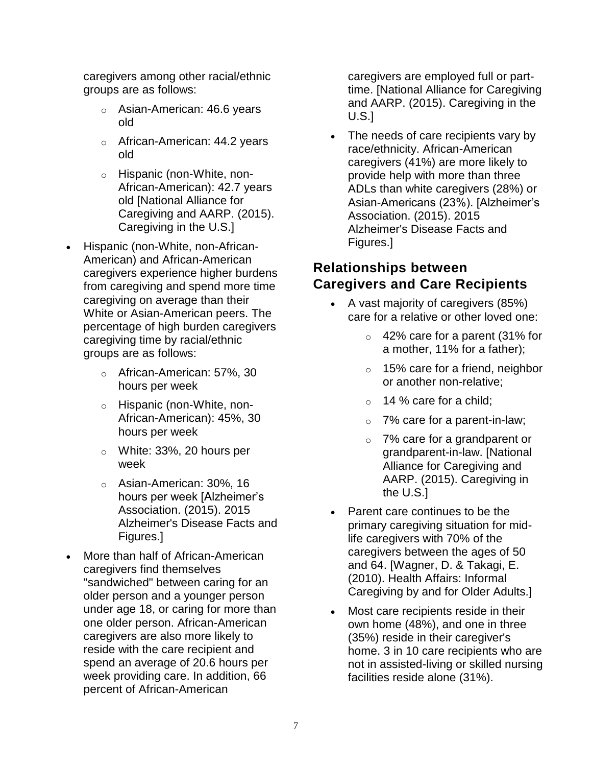caregivers among other racial/ethnic groups are as follows:

  - Asian-American: 46.6 years old
  - African-American: 44.2 years old
  - Hispanic (non-White, non-African-American): 42.7 years old [National Alliance for Caregiving and AARP. (2015). Caregiving in the U.S.]

- Hispanic (non-White, non-African-American) and African-American caregivers experience higher burdens from caregiving and spend more time caregiving on average than their White or Asian-American peers. The percentage of high burden caregivers caregiving time by racial/ethnic groups are as follows:
  - African-American: 57%, 30 hours per week
  - Hispanic (non-White, non-African-American): 45%, 30 hours per week
  - White: 33%, 20 hours per week
  - Asian-American: 30%, 16 hours per week [Alzheimer's Association. (2015). 2015 Alzheimer's Disease Facts and Figures.]
- More than half of African-American caregivers find themselves "sandwiched" between caring for an older person and a younger person under age 18, or caring for more than one older person. African-American caregivers are also more likely to reside with the care recipient and spend an average of 20.6 hours per week providing care. In addition, 66 percent of African-American caregivers are employed full or part-time. [National Alliance for Caregiving and AARP. (2015). Caregiving in the U.S.]
- The needs of care recipients vary by race/ethnicity. African-American caregivers (41%) are more likely to provide help with more than three ADLs than white caregivers (28%) or Asian-Americans (23%). [Alzheimer's Association. (2015). 2015 Alzheimer's Disease Facts and Figures.]

## Relationships between Caregivers and Care Recipients

- A vast majority of caregivers (85%) care for a relative or other loved one:
  - 42% care for a parent (31% for a mother, 11% for a father);
  - 15% care for a friend, neighbor or another non-relative;
  - 14 % care for a child;
  - 7% care for a parent-in-law;
  - 7% care for a grandparent or grandparent-in-law. [National Alliance for Caregiving and AARP. (2015). Caregiving in the U.S.]
- Parent care continues to be the primary caregiving situation for mid-life caregivers with 70% of the caregivers between the ages of 50 and 64. [Wagner, D. & Takagi, E. (2010). Health Affairs: Informal Caregiving by and for Older Adults.]
- Most care recipients reside in their own home (48%), and one in three (35%) reside in their caregiver's home. 3 in 10 care recipients who are not in assisted-living or skilled nursing facilities reside alone (31%).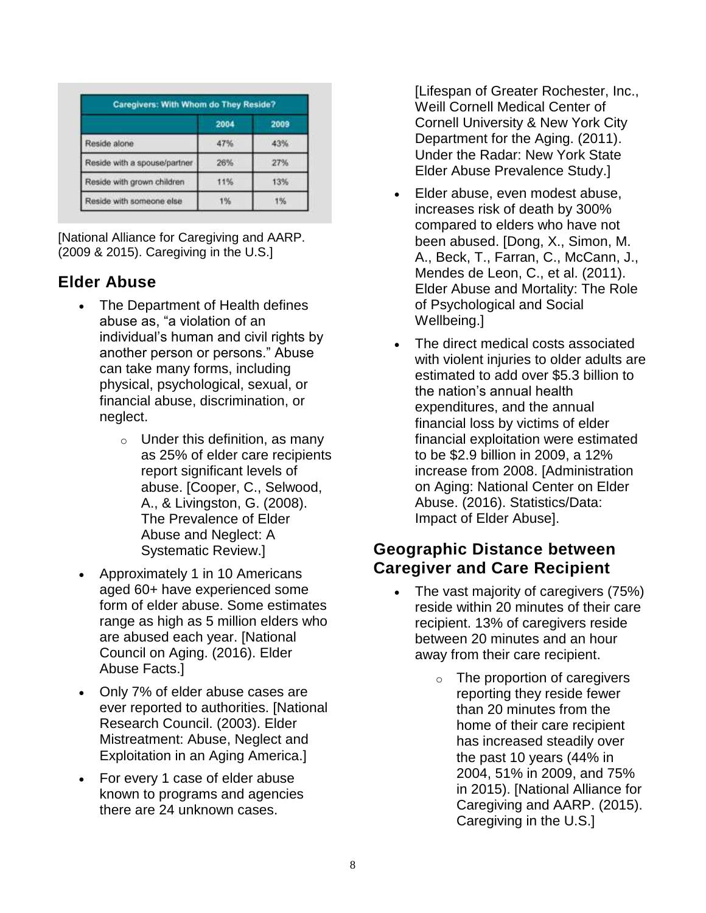| Caregivers: With Whom do They Reside? | | |
|---|---|---|
| | 2004 | 2009 |
| Reside alone | 47% | 43% |
| Reside with a spouse/partner | 26% | 27% |
| Reside with grown children | 11% | 13% |
| Reside with someone else | 1% | 1% |

[National Alliance for Caregiving and AARP. (2009 & 2015). Caregiving in the U.S.]

## Elder Abuse

- The Department of Health defines abuse as, "a violation of an individual's human and civil rights by another person or persons." Abuse can take many forms, including physical, psychological, sexual, or financial abuse, discrimination, or neglect.
    - Under this definition, as many as 25% of elder care recipients report significant levels of abuse. [Cooper, C., Selwood, A., & Livingston, G. (2008). The Prevalence of Elder Abuse and Neglect: A Systematic Review.]
- Approximately 1 in 10 Americans aged 60+ have experienced some form of elder abuse. Some estimates range as high as 5 million elders who are abused each year. [National Council on Aging. (2016). Elder Abuse Facts.]
- Only 7% of elder abuse cases are ever reported to authorities. [National Research Council. (2003). Elder Mistreatment: Abuse, Neglect and Exploitation in an Aging America.]
- For every 1 case of elder abuse known to programs and agencies there are 24 unknown cases. [Lifespan of Greater Rochester, Inc., Weill Cornell Medical Center of Cornell University & New York City Department for the Aging. (2011). Under the Radar: New York State Elder Abuse Prevalence Study.]
- Elder abuse, even modest abuse, increases risk of death by 300% compared to elders who have not been abused. [Dong, X., Simon, M. A., Beck, T., Farran, C., McCann, J., Mendes de Leon, C., et al. (2011). Elder Abuse and Mortality: The Role of Psychological and Social Wellbeing.]
- The direct medical costs associated with violent injuries to older adults are estimated to add over $5.3 billion to the nation's annual health expenditures, and the annual financial loss by victims of elder financial exploitation were estimated to be $2.9 billion in 2009, a 12% increase from 2008. [Administration on Aging: National Center on Elder Abuse. (2016). Statistics/Data: Impact of Elder Abuse].

## Geographic Distance between Caregiver and Care Recipient

- The vast majority of caregivers (75%) reside within 20 minutes of their care recipient. 13% of caregivers reside between 20 minutes and an hour away from their care recipient.
    - The proportion of caregivers reporting they reside fewer than 20 minutes from the home of their care recipient has increased steadily over the past 10 years (44% in 2004, 51% in 2009, and 75% in 2015). [National Alliance for Caregiving and AARP. (2015). Caregiving in the U.S.]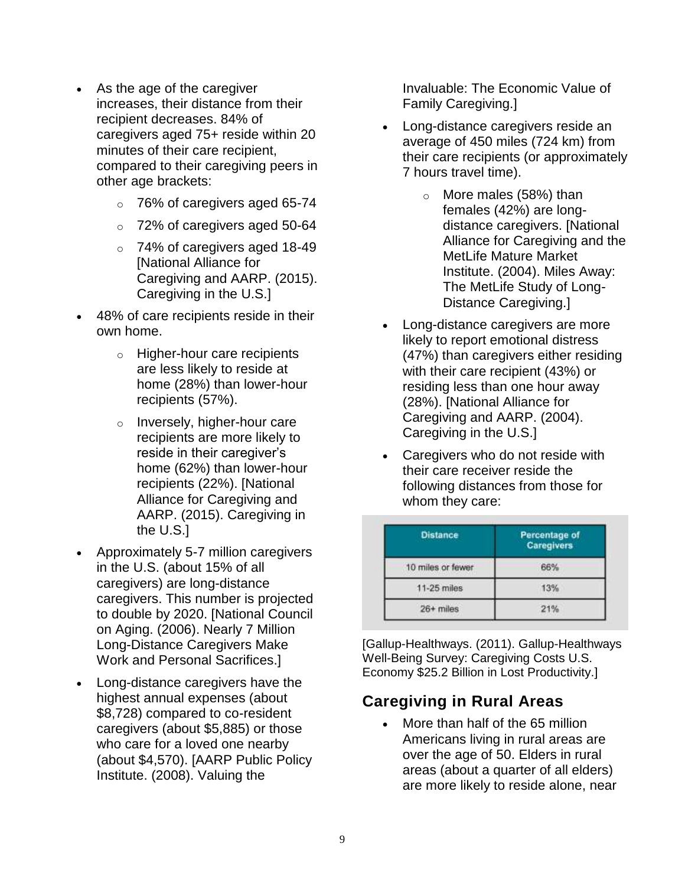- As the age of the caregiver increases, their distance from their recipient decreases. 84% of caregivers aged 75+ reside within 20 minutes of their care recipient, compared to their caregiving peers in other age brackets:
  - 76% of caregivers aged 65-74
  - 72% of caregivers aged 50-64
  - 74% of caregivers aged 18-49 [National Alliance for Caregiving and AARP. (2015). Caregiving in the U.S.]
- 48% of care recipients reside in their own home.
  - Higher-hour care recipients are less likely to reside at home (28%) than lower-hour recipients (57%).
  - Inversely, higher-hour care recipients are more likely to reside in their caregiver's home (62%) than lower-hour recipients (22%). [National Alliance for Caregiving and AARP. (2015). Caregiving in the U.S.]
- Approximately 5-7 million caregivers in the U.S. (about 15% of all caregivers) are long-distance caregivers. This number is projected to double by 2020. [National Council on Aging. (2006). Nearly 7 Million Long-Distance Caregivers Make Work and Personal Sacrifices.]
- Long-distance caregivers have the highest annual expenses (about $8,728) compared to co-resident caregivers (about $5,885) or those who care for a loved one nearby (about $4,570). [AARP Public Policy Institute. (2008). Valuing the Invaluable: The Economic Value of Family Caregiving.]
- Long-distance caregivers reside an average of 450 miles (724 km) from their care recipients (or approximately 7 hours travel time).
  - More males (58%) than females (42%) are long-distance caregivers. [National Alliance for Caregiving and the MetLife Mature Market Institute. (2004). Miles Away: The MetLife Study of Long-Distance Caregiving.]
- Long-distance caregivers are more likely to report emotional distress (47%) than caregivers either residing with their care recipient (43%) or residing less than one hour away (28%). [National Alliance for Caregiving and AARP. (2004). Caregiving in the U.S.]
- Caregivers who do not reside with their care receiver reside the following distances from those for whom they care:

| Distance | Percentage of Caregivers |
|---|---|
| 10 miles or fewer | 66% |
| 11-25 miles | 13% |
| 26+ miles | 21% |

[Gallup-Healthways. (2011). Gallup-Healthways Well-Being Survey: Caregiving Costs U.S. Economy $25.2 Billion in Lost Productivity.]

## Caregiving in Rural Areas

- More than half of the 65 million Americans living in rural areas are over the age of 50. Elders in rural areas (about a quarter of all elders) are more likely to reside alone, near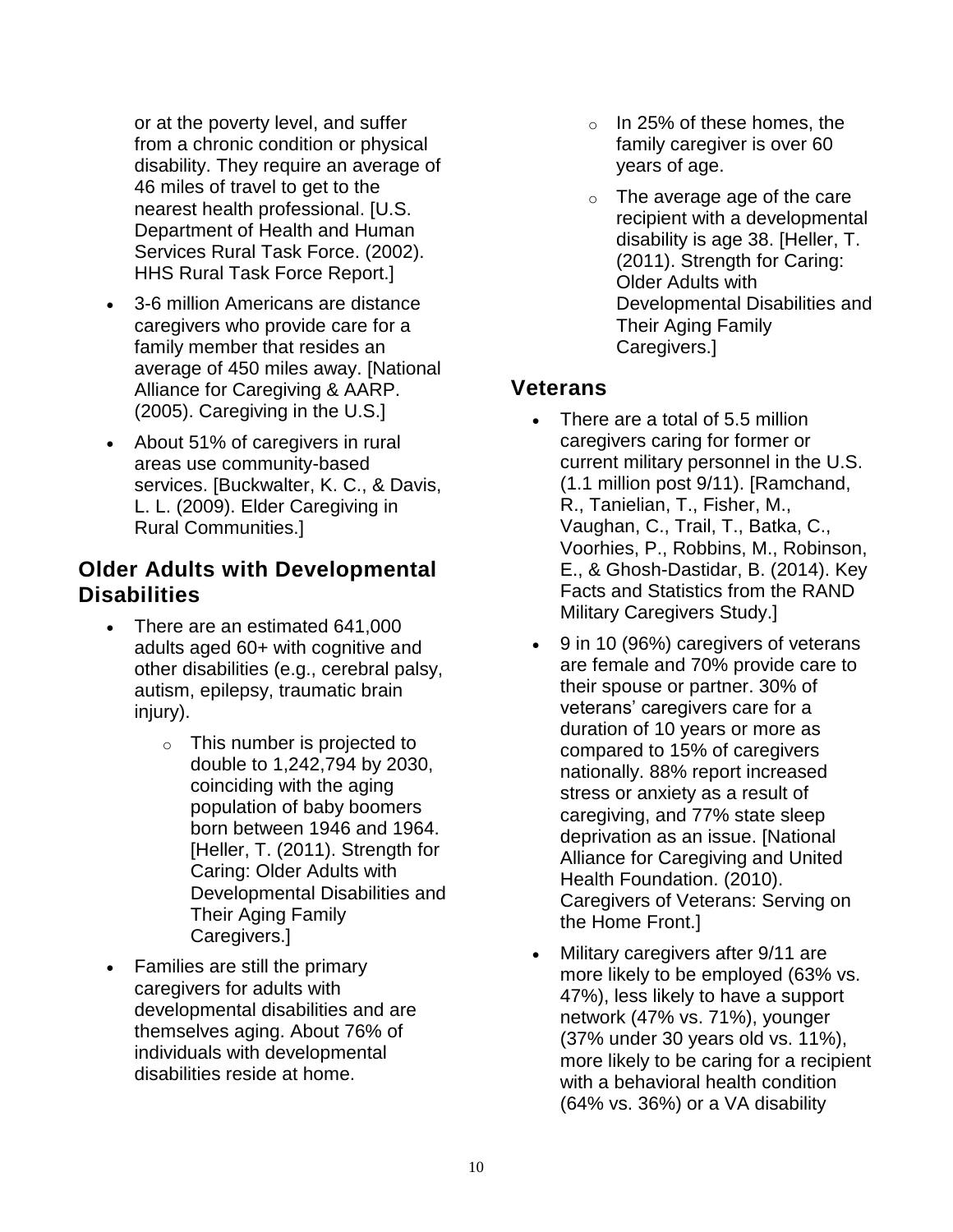or at the poverty level, and suffer from a chronic condition or physical disability. They require an average of 46 miles of travel to get to the nearest health professional. [U.S. Department of Health and Human Services Rural Task Force. (2002). HHS Rural Task Force Report.]

- 3-6 million Americans are distance caregivers who provide care for a family member that resides an average of 450 miles away. [National Alliance for Caregiving & AARP. (2005). Caregiving in the U.S.]
- About 51% of caregivers in rural areas use community-based services. [Buckwalter, K. C., & Davis, L. L. (2009). Elder Caregiving in Rural Communities.]

## Older Adults with Developmental Disabilities

- There are an estimated 641,000 adults aged 60+ with cognitive and other disabilities (e.g., cerebral palsy, autism, epilepsy, traumatic brain injury).
    - This number is projected to double to 1,242,794 by 2030, coinciding with the aging population of baby boomers born between 1946 and 1964. [Heller, T. (2011). Strength for Caring: Older Adults with Developmental Disabilities and Their Aging Family Caregivers.]
- Families are still the primary caregivers for adults with developmental disabilities and are themselves aging. About 76% of individuals with developmental disabilities reside at home.
    - In 25% of these homes, the family caregiver is over 60 years of age.
    - The average age of the care recipient with a developmental disability is age 38. [Heller, T. (2011). Strength for Caring: Older Adults with Developmental Disabilities and Their Aging Family Caregivers.]

## Veterans

- There are a total of 5.5 million caregivers caring for former or current military personnel in the U.S. (1.1 million post 9/11). [Ramchand, R., Tanielian, T., Fisher, M., Vaughan, C., Trail, T., Batka, C., Voorhies, P., Robbins, M., Robinson, E., & Ghosh-Dastidar, B. (2014). Key Facts and Statistics from the RAND Military Caregivers Study.]
- 9 in 10 (96%) caregivers of veterans are female and 70% provide care to their spouse or partner. 30% of veterans' caregivers care for a duration of 10 years or more as compared to 15% of caregivers nationally. 88% report increased stress or anxiety as a result of caregiving, and 77% state sleep deprivation as an issue. [National Alliance for Caregiving and United Health Foundation. (2010). Caregivers of Veterans: Serving on the Home Front.]
- Military caregivers after 9/11 are more likely to be employed (63% vs. 47%), less likely to have a support network (47% vs. 71%), younger (37% under 30 years old vs. 11%), more likely to be caring for a recipient with a behavioral health condition (64% vs. 36%) or a VA disability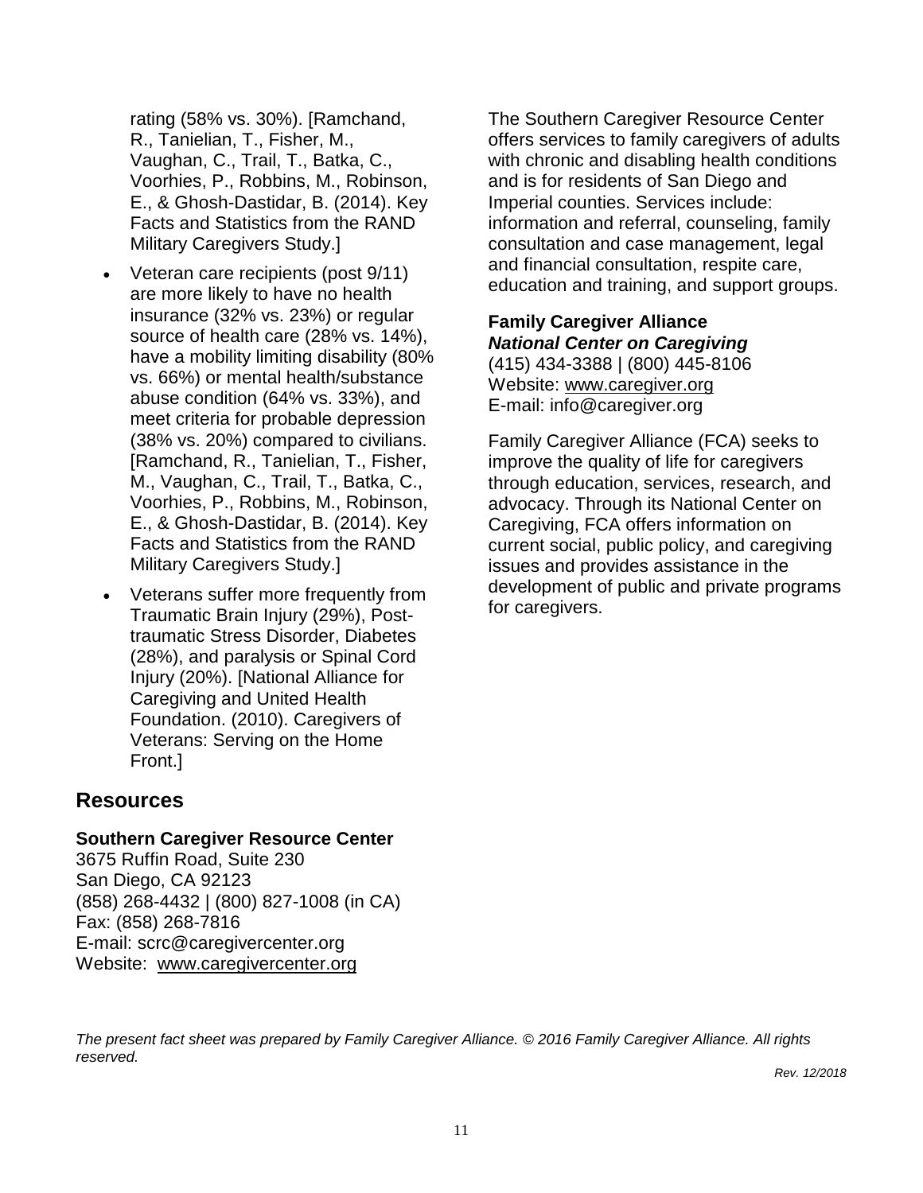rating (58% vs. 30%). [Ramchand, R., Tanielian, T., Fisher, M., Vaughan, C., Trail, T., Batka, C., Voorhies, P., Robbins, M., Robinson, E., & Ghosh-Dastidar, B. (2014). Key Facts and Statistics from the RAND Military Caregivers Study.]

- Veteran care recipients (post 9/11) are more likely to have no health insurance (32% vs. 23%) or regular source of health care (28% vs. 14%), have a mobility limiting disability (80% vs. 66%) or mental health/substance abuse condition (64% vs. 33%), and meet criteria for probable depression (38% vs. 20%) compared to civilians. [Ramchand, R., Tanielian, T., Fisher, M., Vaughan, C., Trail, T., Batka, C., Voorhies, P., Robbins, M., Robinson, E., & Ghosh-Dastidar, B. (2014). Key Facts and Statistics from the RAND Military Caregivers Study.]
- Veterans suffer more frequently from Traumatic Brain Injury (29%), Post-traumatic Stress Disorder, Diabetes (28%), and paralysis or Spinal Cord Injury (20%). [National Alliance for Caregiving and United Health Foundation. (2010). Caregivers of Veterans: Serving on the Home Front.]

## Resources

**Southern Caregiver Resource Center**
3675 Ruffin Road, Suite 230
San Diego, CA 92123
(858) 268-4432 | (800) 827-1008 (in CA)
Fax: (858) 268-7816
E-mail: scrc@caregivercenter.org
Website: www.caregivercenter.org

The Southern Caregiver Resource Center offers services to family caregivers of adults with chronic and disabling health conditions and is for residents of San Diego and Imperial counties. Services include: information and referral, counseling, family consultation and case management, legal and financial consultation, respite care, education and training, and support groups.

**Family Caregiver Alliance**
***National Center on Caregiving***
(415) 434-3388 | (800) 445-8106
Website: www.caregiver.org
E-mail: info@caregiver.org

Family Caregiver Alliance (FCA) seeks to improve the quality of life for caregivers through education, services, research, and advocacy. Through its National Center on Caregiving, FCA offers information on current social, public policy, and caregiving issues and provides assistance in the development of public and private programs for caregivers.

*The present fact sheet was prepared by Family Caregiver Alliance. © 2016 Family Caregiver Alliance. All rights reserved.*

*Rev. 12/2018*